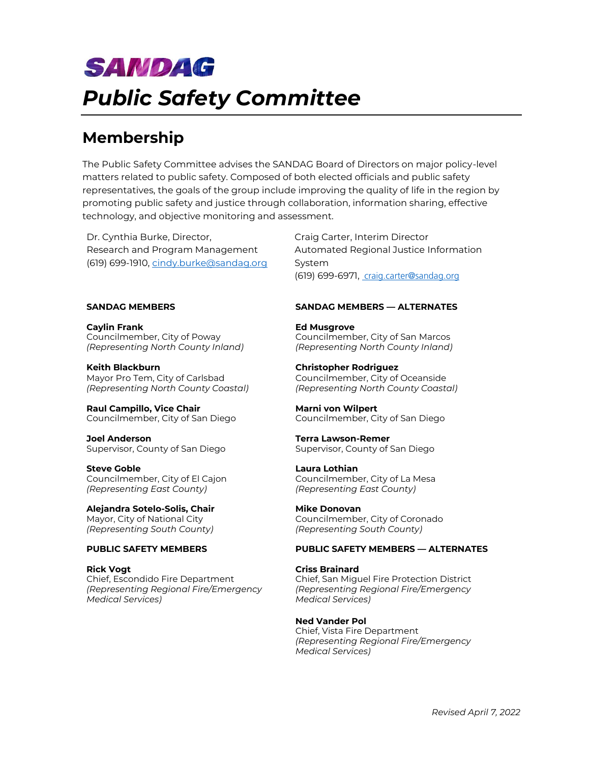# SANDAG

# *Public Safety Committee*

## Membership

The Public Safety Committee advises the SANDAG Board of Directors on major policy-level matters related to public safety. Composed of both elected officials and public safety representatives, the goals of the group include improving the quality of life in the region by promoting public safety and justice through collaboration, information sharing, effective technology, and objective monitoring and assessment.

Dr. Cynthia Burke, Director,
Research and Program Management
(619) 699-1910, cindy.burke@sandag.org

Craig Carter, Interim Director
Automated Regional Justice Information System
(619) 699-6971, craig.carter@sandag.org

**SANDAG MEMBERS**

**Caylin Frank**
Councilmember, City of Poway
*(Representing North County Inland)*

**Keith Blackburn**
Mayor Pro Tem, City of Carlsbad
*(Representing North County Coastal)*

**Raul Campillo, Vice Chair**
Councilmember, City of San Diego

**Joel Anderson**
Supervisor, County of San Diego

**Steve Goble**
Councilmember, City of El Cajon
*(Representing East County)*

**Alejandra Sotelo-Solis, Chair**
Mayor, City of National City
*(Representing South County)*

**SANDAG MEMBERS — ALTERNATES**

**Ed Musgrove**
Councilmember, City of San Marcos
*(Representing North County Inland)*

**Christopher Rodriguez**
Councilmember, City of Oceanside
*(Representing North County Coastal)*

**Marni von Wilpert**
Councilmember, City of San Diego

**Terra Lawson-Remer**
Supervisor, County of San Diego

**Laura Lothian**
Councilmember, City of La Mesa
*(Representing East County)*

**Mike Donovan**
Councilmember, City of Coronado
*(Representing South County)*

**PUBLIC SAFETY MEMBERS**

**Rick Vogt**
Chief, Escondido Fire Department
*(Representing Regional Fire/Emergency Medical Services)*

**PUBLIC SAFETY MEMBERS — ALTERNATES**

**Criss Brainard**
Chief, San Miguel Fire Protection District
*(Representing Regional Fire/Emergency Medical Services)*

**Ned Vander Pol**
Chief, Vista Fire Department
*(Representing Regional Fire/Emergency Medical Services)*

*Revised April 7, 2022*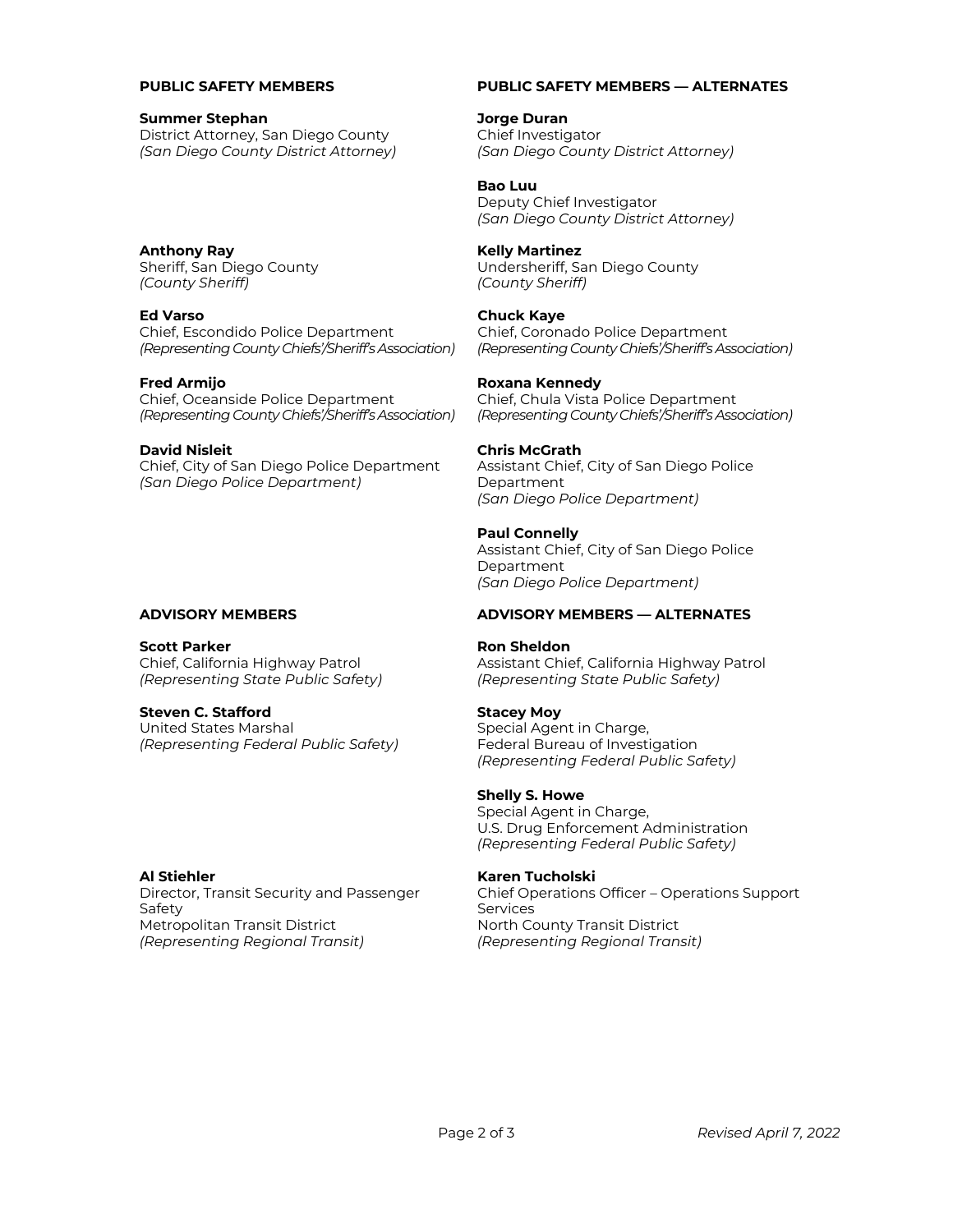## PUBLIC SAFETY MEMBERS

**Summer Stephan**
District Attorney, San Diego County
*(San Diego County District Attorney)*

**Anthony Ray**
Sheriff, San Diego County
*(County Sheriff)*

**Ed Varso**
Chief, Escondido Police Department
*(Representing County Chiefs'/Sheriff's Association)*

**Fred Armijo**
Chief, Oceanside Police Department
*(Representing County Chiefs'/Sheriff's Association)*

**David Nisleit**
Chief, City of San Diego Police Department
*(San Diego Police Department)*

## PUBLIC SAFETY MEMBERS — ALTERNATES

**Jorge Duran**
Chief Investigator
*(San Diego County District Attorney)*

**Bao Luu**
Deputy Chief Investigator
*(San Diego County District Attorney)*

**Kelly Martinez**
Undersheriff, San Diego County
*(County Sheriff)*

**Chuck Kaye**
Chief, Coronado Police Department
*(Representing County Chiefs'/Sheriff's Association)*

**Roxana Kennedy**
Chief, Chula Vista Police Department
*(Representing County Chiefs'/Sheriff's Association)*

**Chris McGrath**
Assistant Chief, City of San Diego Police Department
*(San Diego Police Department)*

**Paul Connelly**
Assistant Chief, City of San Diego Police Department
*(San Diego Police Department)*

## ADVISORY MEMBERS

**Scott Parker**
Chief, California Highway Patrol
*(Representing State Public Safety)*

**Steven C. Stafford**
United States Marshal
*(Representing Federal Public Safety)*

**Al Stiehler**
Director, Transit Security and Passenger Safety
Metropolitan Transit District
*(Representing Regional Transit)*

## ADVISORY MEMBERS — ALTERNATES

**Ron Sheldon**
Assistant Chief, California Highway Patrol
*(Representing State Public Safety)*

**Stacey Moy**
Special Agent in Charge,
Federal Bureau of Investigation
*(Representing Federal Public Safety)*

**Shelly S. Howe**
Special Agent in Charge,
U.S. Drug Enforcement Administration
*(Representing Federal Public Safety)*

**Karen Tucholski**
Chief Operations Officer – Operations Support Services
North County Transit District
*(Representing Regional Transit)*

*Revised April 7, 2022*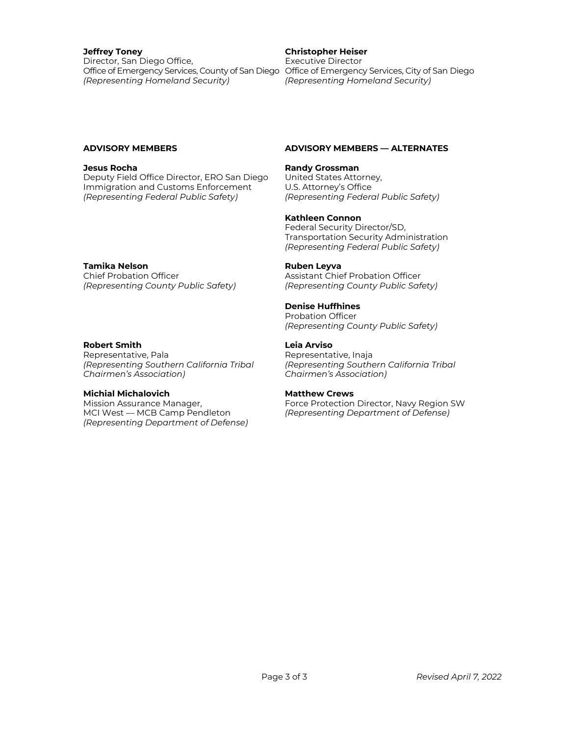**Jeffrey Toney**
Director, San Diego Office,
Office of Emergency Services, County of San Diego
*(Representing Homeland Security)*

**Christopher Heiser**
Executive Director
Office of Emergency Services, City of San Diego
*(Representing Homeland Security)*

**ADVISORY MEMBERS**

**Jesus Rocha**
Deputy Field Office Director, ERO San Diego
Immigration and Customs Enforcement
*(Representing Federal Public Safety)*

**Tamika Nelson**
Chief Probation Officer
*(Representing County Public Safety)*

**Robert Smith**
Representative, Pala
*(Representing Southern California Tribal Chairmen's Association)*

**Michial Michalovich**
Mission Assurance Manager,
MCI West — MCB Camp Pendleton
*(Representing Department of Defense)*

**ADVISORY MEMBERS — ALTERNATES**

**Randy Grossman**
United States Attorney,
U.S. Attorney's Office
*(Representing Federal Public Safety)*

**Kathleen Connon**
Federal Security Director/SD,
Transportation Security Administration
*(Representing Federal Public Safety)*

**Ruben Leyva**
Assistant Chief Probation Officer
*(Representing County Public Safety)*

**Denise Huffhines**
Probation Officer
*(Representing County Public Safety)*

**Leia Arviso**
Representative, Inaja
*(Representing Southern California Tribal Chairmen's Association)*

**Matthew Crews**
Force Protection Director, Navy Region SW
*(Representing Department of Defense)*

*Revised April 7, 2022*